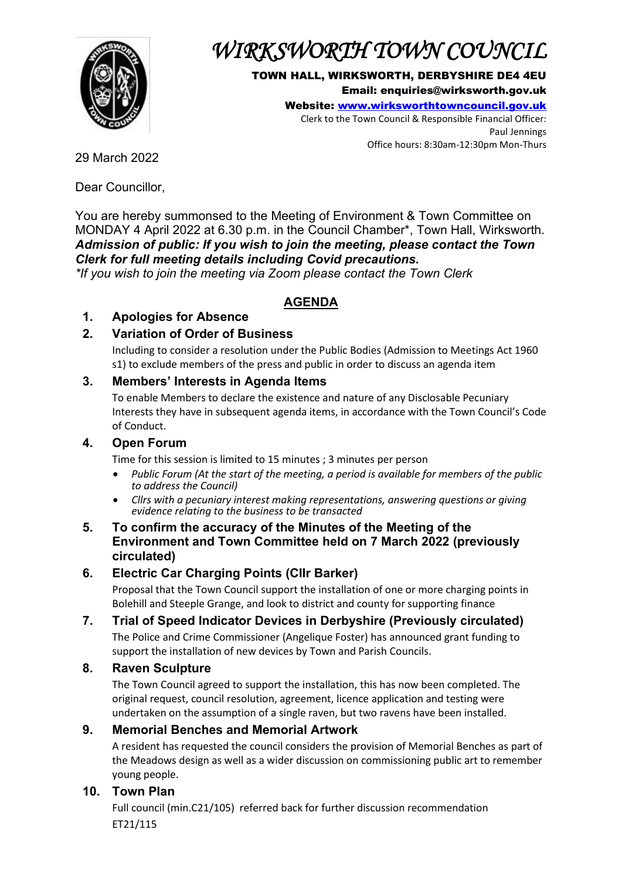# WIRKSWORTH TOWN COUNCIL

**TOWN HALL, WIRKSWORTH, DERBYSHIRE DE4 4EU**
**Email: enquiries@wirksworth.gov.uk**
**Website: www.wirksworthtowncouncil.gov.uk**
Clerk to the Town Council & Responsible Financial Officer:
Paul Jennings
Office hours: 8:30am-12:30pm Mon-Thurs

29 March 2022

Dear Councillor,

You are hereby summonsed to the Meeting of Environment & Town Committee on MONDAY 4 April 2022 at 6.30 p.m. in the Council Chamber*, Town Hall, Wirksworth.
***Admission of public: If you wish to join the meeting, please contact the Town Clerk for full meeting details including Covid precautions.***
*\*If you wish to join the meeting via Zoom please contact the Town Clerk*

## AGENDA

**1. Apologies for Absence**

**2. Variation of Order of Business**

Including to consider a resolution under the Public Bodies (Admission to Meetings Act 1960 s1) to exclude members of the press and public in order to discuss an agenda item

**3. Members' Interests in Agenda Items**

To enable Members to declare the existence and nature of any Disclosable Pecuniary Interests they have in subsequent agenda items, in accordance with the Town Council's Code of Conduct.

**4. Open Forum**

Time for this session is limited to 15 minutes ; 3 minutes per person

- *Public Forum (At the start of the meeting, a period is available for members of the public to address the Council)*
- *Cllrs with a pecuniary interest making representations, answering questions or giving evidence relating to the business to be transacted*

**5. To confirm the accuracy of the Minutes of the Meeting of the Environment and Town Committee held on 7 March 2022 (previously circulated)**

**6. Electric Car Charging Points (Cllr Barker)**

Proposal that the Town Council support the installation of one or more charging points in Bolehill and Steeple Grange, and look to district and county for supporting finance

**7. Trial of Speed Indicator Devices in Derbyshire (Previously circulated)**

The Police and Crime Commissioner (Angelique Foster) has announced grant funding to support the installation of new devices by Town and Parish Councils.

**8. Raven Sculpture**

The Town Council agreed to support the installation, this has now been completed. The original request, council resolution, agreement, licence application and testing were undertaken on the assumption of a single raven, but two ravens have been installed.

**9. Memorial Benches and Memorial Artwork**

A resident has requested the council considers the provision of Memorial Benches as part of the Meadows design as well as a wider discussion on commissioning public art to remember young people.

**10. Town Plan**

Full council (min.C21/105) referred back for further discussion recommendation ET21/115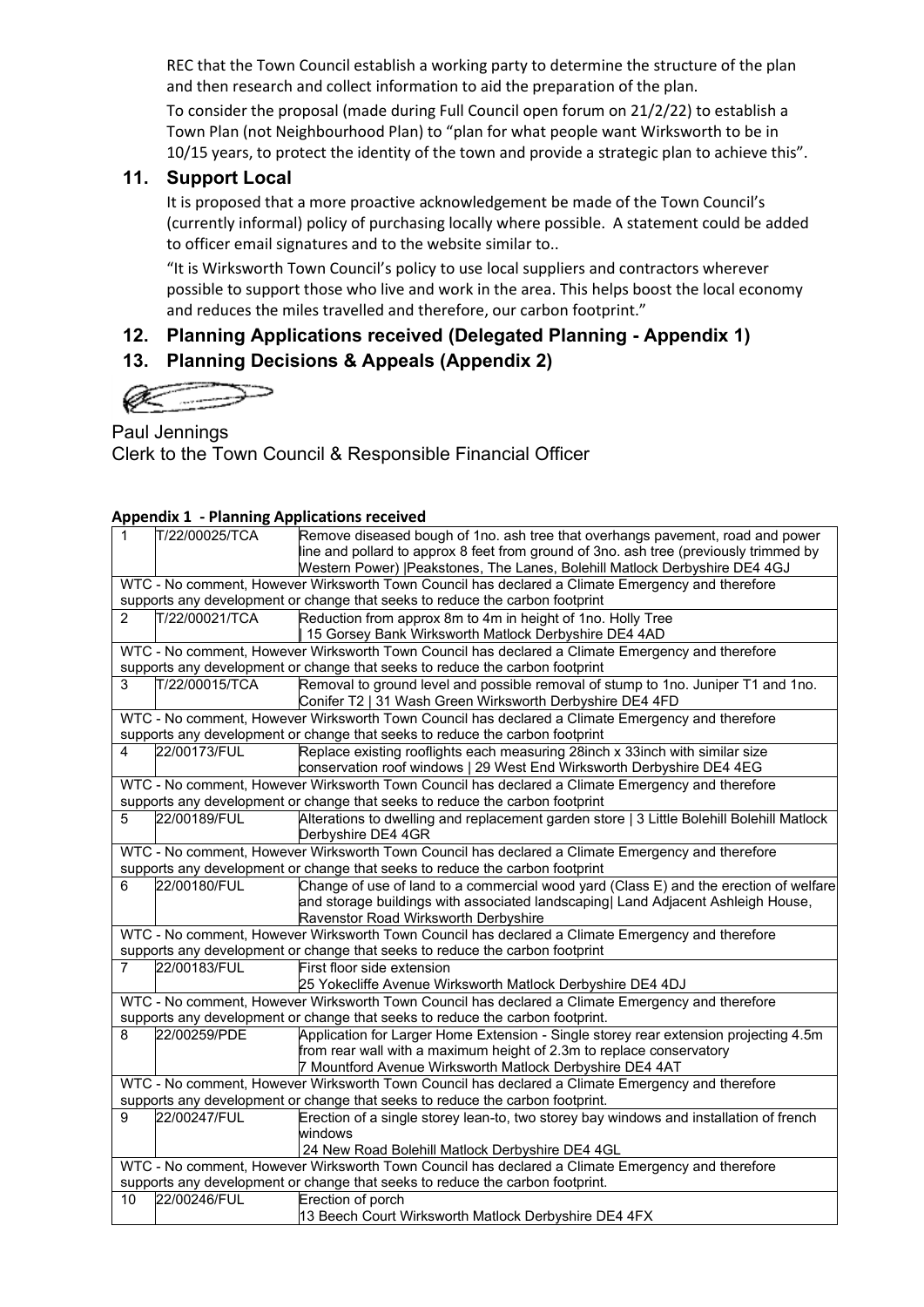REC that the Town Council establish a working party to determine the structure of the plan and then research and collect information to aid the preparation of the plan.

To consider the proposal (made during Full Council open forum on 21/2/22) to establish a Town Plan (not Neighbourhood Plan) to "plan for what people want Wirksworth to be in 10/15 years, to protect the identity of the town and provide a strategic plan to achieve this".

## 11. Support Local

It is proposed that a more proactive acknowledgement be made of the Town Council's (currently informal) policy of purchasing locally where possible. A statement could be added to officer email signatures and to the website similar to..

"It is Wirksworth Town Council's policy to use local suppliers and contractors wherever possible to support those who live and work in the area. This helps boost the local economy and reduces the miles travelled and therefore, our carbon footprint."

## 12. Planning Applications received (Delegated Planning - Appendix 1)

## 13. Planning Decisions & Appeals (Appendix 2)

Paul Jennings
Clerk to the Town Council & Responsible Financial Officer

**Appendix 1 - Planning Applications received**

| | | |
|---|---|---|
| 1 | T/22/00025/TCA | Remove diseased bough of 1no. ash tree that overhangs pavement, road and power line and pollard to approx 8 feet from ground of 3no. ash tree (previously trimmed by Western Power) \|Peakstones, The Lanes, Bolehill Matlock Derbyshire DE4 4GJ |
| WTC - No comment, However Wirksworth Town Council has declared a Climate Emergency and therefore supports any development or change that seeks to reduce the carbon footprint | | |
| 2 | T/22/00021/TCA | Reduction from approx 8m to 4m in height of 1no. Holly Tree \| 15 Gorsey Bank Wirksworth Matlock Derbyshire DE4 4AD |
| WTC - No comment, However Wirksworth Town Council has declared a Climate Emergency and therefore supports any development or change that seeks to reduce the carbon footprint | | |
| 3 | T/22/00015/TCA | Removal to ground level and possible removal of stump to 1no. Juniper T1 and 1no. Conifer T2 \| 31 Wash Green Wirksworth Derbyshire DE4 4FD |
| WTC - No comment, However Wirksworth Town Council has declared a Climate Emergency and therefore supports any development or change that seeks to reduce the carbon footprint | | |
| 4 | 22/00173/FUL | Replace existing rooflights each measuring 28inch x 33inch with similar size conservation roof windows \| 29 West End Wirksworth Derbyshire DE4 4EG |
| WTC - No comment, However Wirksworth Town Council has declared a Climate Emergency and therefore supports any development or change that seeks to reduce the carbon footprint | | |
| 5 | 22/00189/FUL | Alterations to dwelling and replacement garden store \| 3 Little Bolehill Bolehill Matlock Derbyshire DE4 4GR |
| WTC - No comment, However Wirksworth Town Council has declared a Climate Emergency and therefore supports any development or change that seeks to reduce the carbon footprint | | |
| 6 | 22/00180/FUL | Change of use of land to a commercial wood yard (Class E) and the erection of welfare and storage buildings with associated landscaping\| Land Adjacent Ashleigh House, Ravenstor Road Wirksworth Derbyshire |
| WTC - No comment, However Wirksworth Town Council has declared a Climate Emergency and therefore supports any development or change that seeks to reduce the carbon footprint | | |
| 7 | 22/00183/FUL | First floor side extension 25 Yokecliffe Avenue Wirksworth Matlock Derbyshire DE4 4DJ |
| WTC - No comment, However Wirksworth Town Council has declared a Climate Emergency and therefore supports any development or change that seeks to reduce the carbon footprint. | | |
| 8 | 22/00259/PDE | Application for Larger Home Extension - Single storey rear extension projecting 4.5m from rear wall with a maximum height of 2.3m to replace conservatory 7 Mountford Avenue Wirksworth Matlock Derbyshire DE4 4AT |
| WTC - No comment, However Wirksworth Town Council has declared a Climate Emergency and therefore supports any development or change that seeks to reduce the carbon footprint. | | |
| 9 | 22/00247/FUL | Erection of a single storey lean-to, two storey bay windows and installation of french windows 24 New Road Bolehill Matlock Derbyshire DE4 4GL |
| WTC - No comment, However Wirksworth Town Council has declared a Climate Emergency and therefore supports any development or change that seeks to reduce the carbon footprint. | | |
| 10 | 22/00246/FUL | Erection of porch 13 Beech Court Wirksworth Matlock Derbyshire DE4 4FX |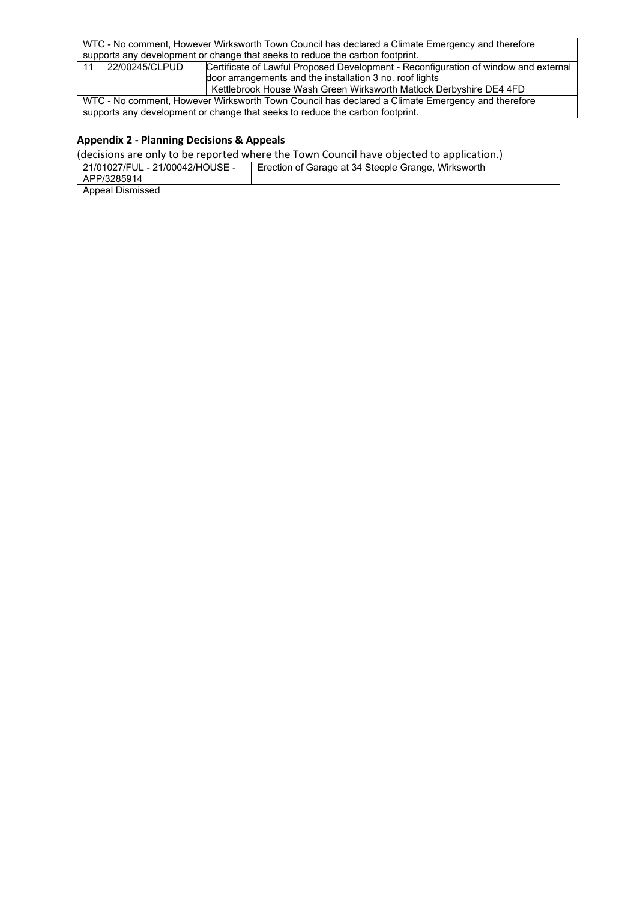| | | |
|---|---|---|
| WTC - No comment, However Wirksworth Town Council has declared a Climate Emergency and therefore supports any development or change that seeks to reduce the carbon footprint. | | |
| 11 | 22/00245/CLPUD | Certificate of Lawful Proposed Development - Reconfiguration of window and external door arrangements and the installation 3 no. roof lights<br>Kettlebrook House Wash Green Wirksworth Matlock Derbyshire DE4 4FD |
| WTC - No comment, However Wirksworth Town Council has declared a Climate Emergency and therefore supports any development or change that seeks to reduce the carbon footprint. | | |

## Appendix 2 - Planning Decisions & Appeals

(decisions are only to be reported where the Town Council have objected to application.)

| | |
|---|---|
| 21/01027/FUL - 21/00042/HOUSE - APP/3285914 | Erection of Garage at 34 Steeple Grange, Wirksworth |
| Appeal Dismissed | |